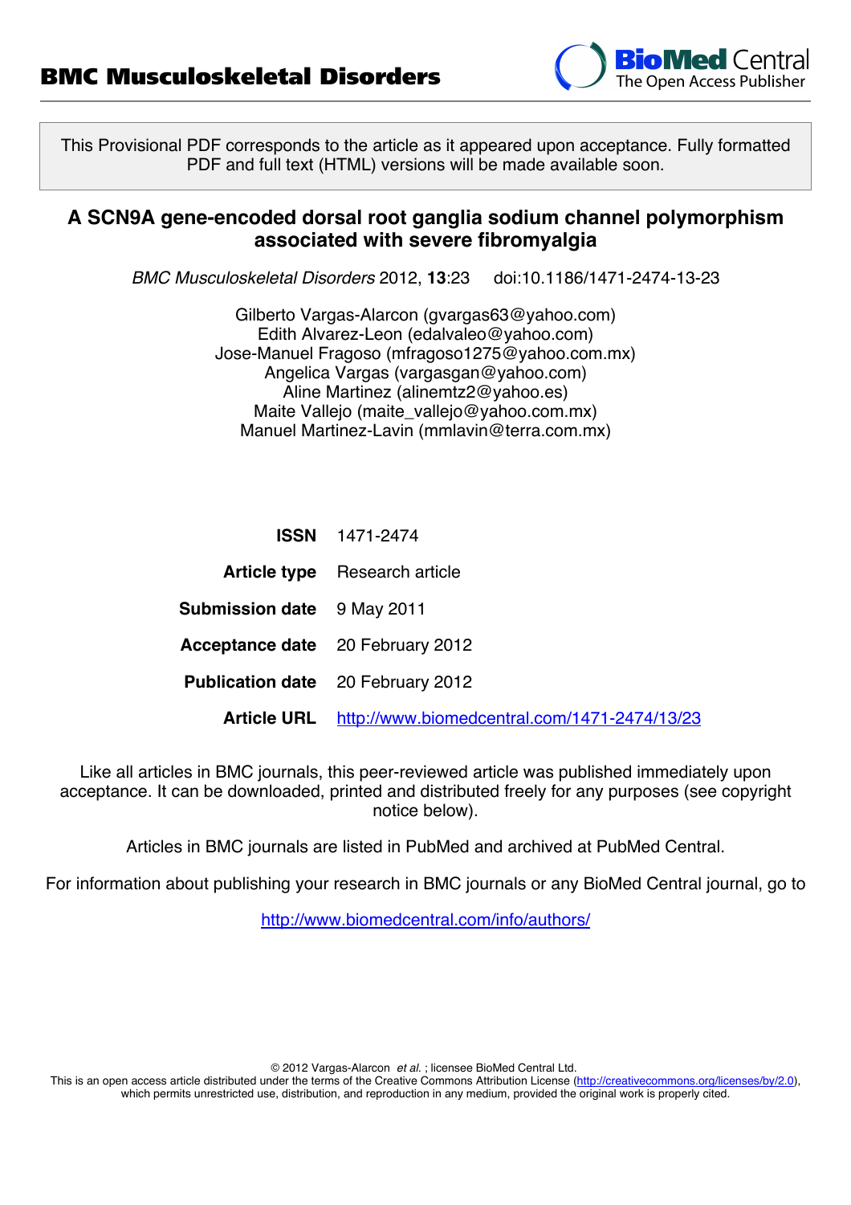# BMC Musculoskeletal Disorders

This Provisional PDF corresponds to the article as it appeared upon acceptance. Fully formatted PDF and full text (HTML) versions will be made available soon.

## A SCN9A gene-encoded dorsal root ganglia sodium channel polymorphism associated with severe fibromyalgia

*BMC Musculoskeletal Disorders* 2012, **13**:23 doi:10.1186/1471-2474-13-23

Gilberto Vargas-Alarcon (gvargas63@yahoo.com)
Edith Alvarez-Leon (edalvaleo@yahoo.com)
Jose-Manuel Fragoso (mfragoso1275@yahoo.com.mx)
Angelica Vargas (vargasgan@yahoo.com)
Aline Martinez (alinemtz2@yahoo.es)
Maite Vallejo (maite_vallejo@yahoo.com.mx)
Manuel Martinez-Lavin (mmlavin@terra.com.mx)

| | |
|---|---|
| **ISSN** | 1471-2474 |
| **Article type** | Research article |
| **Submission date** | 9 May 2011 |
| **Acceptance date** | 20 February 2012 |
| **Publication date** | 20 February 2012 |
| **Article URL** | http://www.biomedcentral.com/1471-2474/13/23 |

Like all articles in BMC journals, this peer-reviewed article was published immediately upon acceptance. It can be downloaded, printed and distributed freely for any purposes (see copyright notice below).

Articles in BMC journals are listed in PubMed and archived at PubMed Central.

For information about publishing your research in BMC journals or any BioMed Central journal, go to

http://www.biomedcentral.com/info/authors/

© 2012 Vargas-Alarcon *et al.* ; licensee BioMed Central Ltd.
This is an open access article distributed under the terms of the Creative Commons Attribution License (http://creativecommons.org/licenses/by/2.0), which permits unrestricted use, distribution, and reproduction in any medium, provided the original work is properly cited.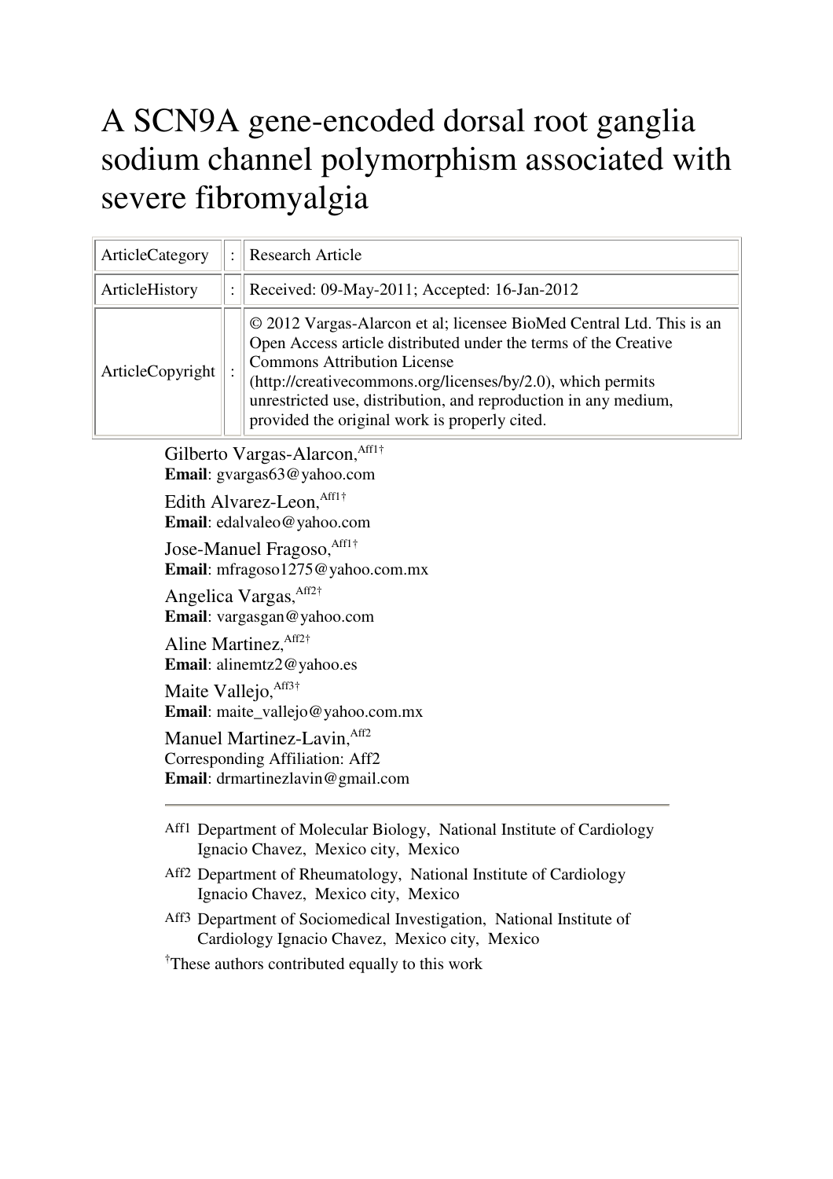# A SCN9A gene-encoded dorsal root ganglia sodium channel polymorphism associated with severe fibromyalgia

| | | |
|---|---|---|
| ArticleCategory | : | Research Article |
| ArticleHistory | : | Received: 09-May-2011; Accepted: 16-Jan-2012 |
| ArticleCopyright | : | © 2012 Vargas-Alarcon et al; licensee BioMed Central Ltd. This is an Open Access article distributed under the terms of the Creative Commons Attribution License (http://creativecommons.org/licenses/by/2.0), which permits unrestricted use, distribution, and reproduction in any medium, provided the original work is properly cited. |

Gilberto Vargas-Alarcon,[Aff1†]
**Email**: gvargas63@yahoo.com

Edith Alvarez-Leon,[Aff1†]
**Email**: edalvaleo@yahoo.com

Jose-Manuel Fragoso,[Aff1†]
**Email**: mfragoso1275@yahoo.com.mx

Angelica Vargas,[Aff2†]
**Email**: vargasgan@yahoo.com

Aline Martinez,[Aff2†]
**Email**: alinemtz2@yahoo.es

Maite Vallejo,[Aff3†]
**Email**: maite_vallejo@yahoo.com.mx

Manuel Martinez-Lavin,[Aff2]
Corresponding Affiliation: Aff2
**Email**: drmartinezlavin@gmail.com

---

Aff1 Department of Molecular Biology, National Institute of Cardiology Ignacio Chavez, Mexico city, Mexico

Aff2 Department of Rheumatology, National Institute of Cardiology Ignacio Chavez, Mexico city, Mexico

Aff3 Department of Sociomedical Investigation, National Institute of Cardiology Ignacio Chavez, Mexico city, Mexico

[†]These authors contributed equally to this work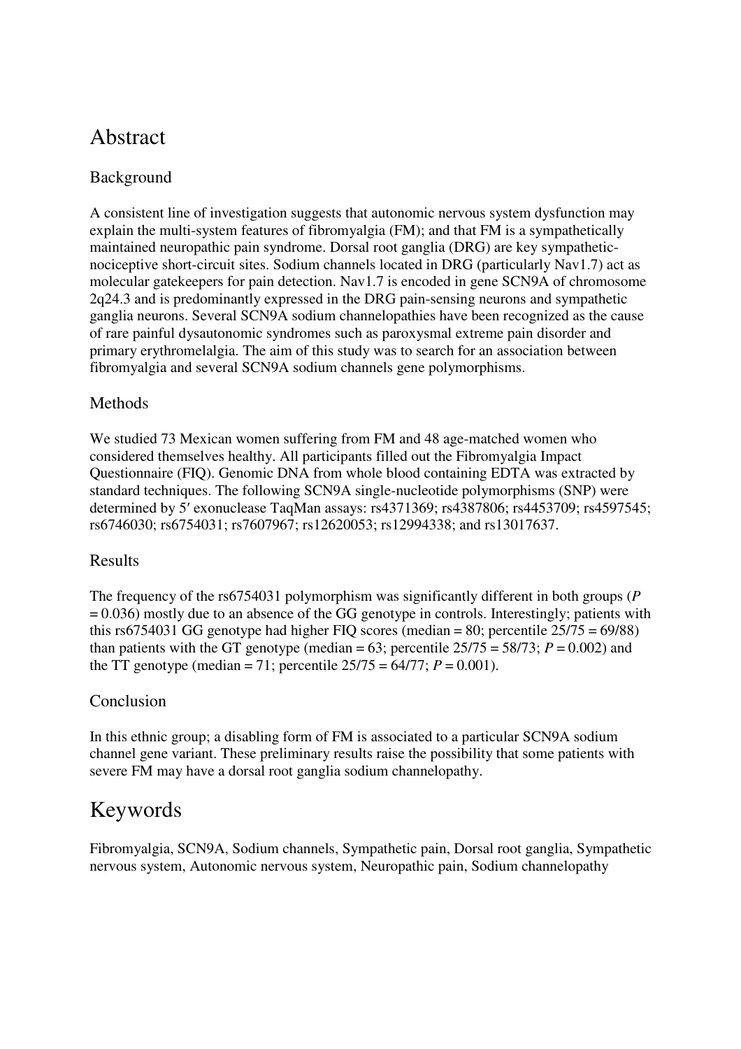# Abstract

## Background

A consistent line of investigation suggests that autonomic nervous system dysfunction may explain the multi-system features of fibromyalgia (FM); and that FM is a sympathetically maintained neuropathic pain syndrome. Dorsal root ganglia (DRG) are key sympathetic-nociceptive short-circuit sites. Sodium channels located in DRG (particularly Nav1.7) act as molecular gatekeepers for pain detection. Nav1.7 is encoded in gene SCN9A of chromosome 2q24.3 and is predominantly expressed in the DRG pain-sensing neurons and sympathetic ganglia neurons. Several SCN9A sodium channelopathies have been recognized as the cause of rare painful dysautonomic syndromes such as paroxysmal extreme pain disorder and primary erythromelalgia. The aim of this study was to search for an association between fibromyalgia and several SCN9A sodium channels gene polymorphisms.

## Methods

We studied 73 Mexican women suffering from FM and 48 age-matched women who considered themselves healthy. All participants filled out the Fibromyalgia Impact Questionnaire (FIQ). Genomic DNA from whole blood containing EDTA was extracted by standard techniques. The following SCN9A single-nucleotide polymorphisms (SNP) were determined by 5′ exonuclease TaqMan assays: rs4371369; rs4387806; rs4453709; rs4597545; rs6746030; rs6754031; rs7607967; rs12620053; rs12994338; and rs13017637.

## Results

The frequency of the rs6754031 polymorphism was significantly different in both groups ($P = 0.036$) mostly due to an absence of the GG genotype in controls. Interestingly; patients with this rs6754031 GG genotype had higher FIQ scores (median = 80; percentile 25/75 = 69/88) than patients with the GT genotype (median = 63; percentile 25/75 = 58/73; $P = 0.002$) and the TT genotype (median = 71; percentile 25/75 = 64/77; $P = 0.001$).

## Conclusion

In this ethnic group; a disabling form of FM is associated to a particular SCN9A sodium channel gene variant. These preliminary results raise the possibility that some patients with severe FM may have a dorsal root ganglia sodium channelopathy.

# Keywords

Fibromyalgia, SCN9A, Sodium channels, Sympathetic pain, Dorsal root ganglia, Sympathetic nervous system, Autonomic nervous system, Neuropathic pain, Sodium channelopathy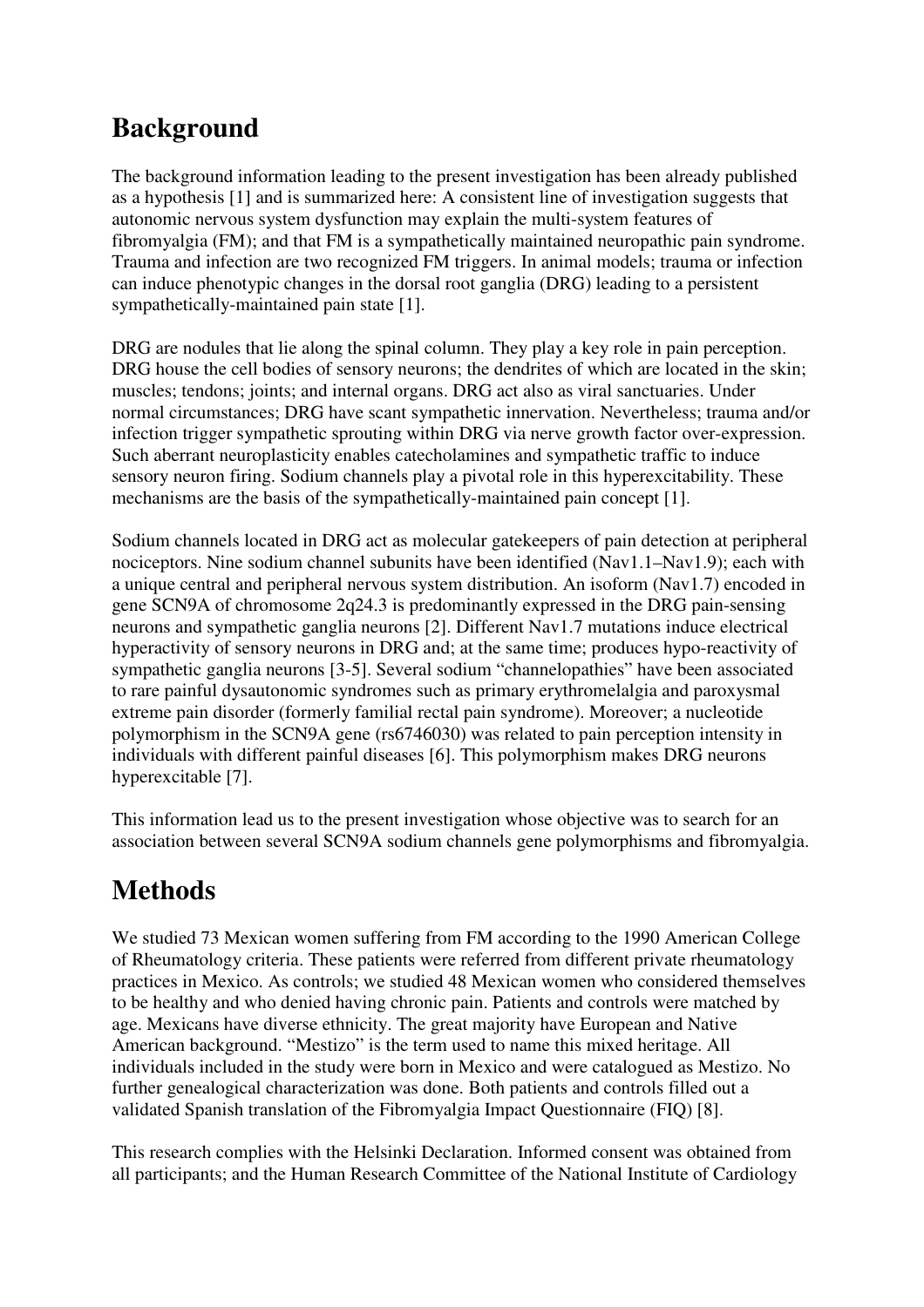## Background

The background information leading to the present investigation has been already published as a hypothesis [1] and is summarized here: A consistent line of investigation suggests that autonomic nervous system dysfunction may explain the multi-system features of fibromyalgia (FM); and that FM is a sympathetically maintained neuropathic pain syndrome. Trauma and infection are two recognized FM triggers. In animal models; trauma or infection can induce phenotypic changes in the dorsal root ganglia (DRG) leading to a persistent sympathetically-maintained pain state [1].

DRG are nodules that lie along the spinal column. They play a key role in pain perception. DRG house the cell bodies of sensory neurons; the dendrites of which are located in the skin; muscles; tendons; joints; and internal organs. DRG act also as viral sanctuaries. Under normal circumstances; DRG have scant sympathetic innervation. Nevertheless; trauma and/or infection trigger sympathetic sprouting within DRG via nerve growth factor over-expression. Such aberrant neuroplasticity enables catecholamines and sympathetic traffic to induce sensory neuron firing. Sodium channels play a pivotal role in this hyperexcitability. These mechanisms are the basis of the sympathetically-maintained pain concept [1].

Sodium channels located in DRG act as molecular gatekeepers of pain detection at peripheral nociceptors. Nine sodium channel subunits have been identified (Nav1.1–Nav1.9); each with a unique central and peripheral nervous system distribution. An isoform (Nav1.7) encoded in gene SCN9A of chromosome 2q24.3 is predominantly expressed in the DRG pain-sensing neurons and sympathetic ganglia neurons [2]. Different Nav1.7 mutations induce electrical hyperactivity of sensory neurons in DRG and; at the same time; produces hypo-reactivity of sympathetic ganglia neurons [3-5]. Several sodium "channelopathies" have been associated to rare painful dysautonomic syndromes such as primary erythromelalgia and paroxysmal extreme pain disorder (formerly familial rectal pain syndrome). Moreover; a nucleotide polymorphism in the SCN9A gene (rs6746030) was related to pain perception intensity in individuals with different painful diseases [6]. This polymorphism makes DRG neurons hyperexcitable [7].

This information lead us to the present investigation whose objective was to search for an association between several SCN9A sodium channels gene polymorphisms and fibromyalgia.

## Methods

We studied 73 Mexican women suffering from FM according to the 1990 American College of Rheumatology criteria. These patients were referred from different private rheumatology practices in Mexico. As controls; we studied 48 Mexican women who considered themselves to be healthy and who denied having chronic pain. Patients and controls were matched by age. Mexicans have diverse ethnicity. The great majority have European and Native American background. "Mestizo" is the term used to name this mixed heritage. All individuals included in the study were born in Mexico and were catalogued as Mestizo. No further genealogical characterization was done. Both patients and controls filled out a validated Spanish translation of the Fibromyalgia Impact Questionnaire (FIQ) [8].

This research complies with the Helsinki Declaration. Informed consent was obtained from all participants; and the Human Research Committee of the National Institute of Cardiology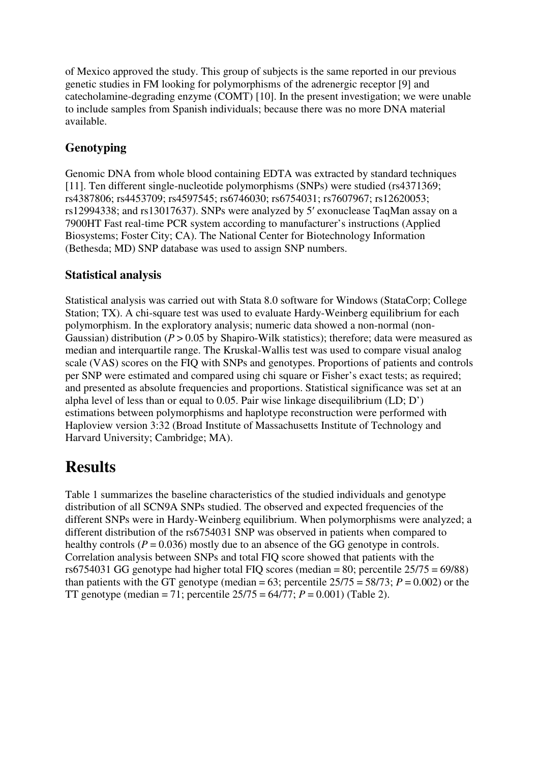of Mexico approved the study. This group of subjects is the same reported in our previous genetic studies in FM looking for polymorphisms of the adrenergic receptor [9] and catecholamine-degrading enzyme (COMT) [10]. In the present investigation; we were unable to include samples from Spanish individuals; because there was no more DNA material available.

### Genotyping

Genomic DNA from whole blood containing EDTA was extracted by standard techniques [11]. Ten different single-nucleotide polymorphisms (SNPs) were studied (rs4371369; rs4387806; rs4453709; rs4597545; rs6746030; rs6754031; rs7607967; rs12620053; rs12994338; and rs13017637). SNPs were analyzed by 5′ exonuclease TaqMan assay on a 7900HT Fast real-time PCR system according to manufacturer's instructions (Applied Biosystems; Foster City; CA). The National Center for Biotechnology Information (Bethesda; MD) SNP database was used to assign SNP numbers.

### Statistical analysis

Statistical analysis was carried out with Stata 8.0 software for Windows (StataCorp; College Station; TX). A chi-square test was used to evaluate Hardy-Weinberg equilibrium for each polymorphism. In the exploratory analysis; numeric data showed a non-normal (non-Gaussian) distribution ($P > 0.05$ by Shapiro-Wilk statistics); therefore; data were measured as median and interquartile range. The Kruskal-Wallis test was used to compare visual analog scale (VAS) scores on the FIQ with SNPs and genotypes. Proportions of patients and controls per SNP were estimated and compared using chi square or Fisher's exact tests; as required; and presented as absolute frequencies and proportions. Statistical significance was set at an alpha level of less than or equal to 0.05. Pair wise linkage disequilibrium (LD; D') estimations between polymorphisms and haplotype reconstruction were performed with Haploview version 3:32 (Broad Institute of Massachusetts Institute of Technology and Harvard University; Cambridge; MA).

## Results

Table 1 summarizes the baseline characteristics of the studied individuals and genotype distribution of all SCN9A SNPs studied. The observed and expected frequencies of the different SNPs were in Hardy-Weinberg equilibrium. When polymorphisms were analyzed; a different distribution of the rs6754031 SNP was observed in patients when compared to healthy controls ($P = 0.036$) mostly due to an absence of the GG genotype in controls. Correlation analysis between SNPs and total FIQ score showed that patients with the rs6754031 GG genotype had higher total FIQ scores (median = 80; percentile 25/75 = 69/88) than patients with the GT genotype (median = 63; percentile 25/75 = 58/73; $P = 0.002$) or the TT genotype (median = 71; percentile 25/75 = 64/77; $P = 0.001$) (Table 2).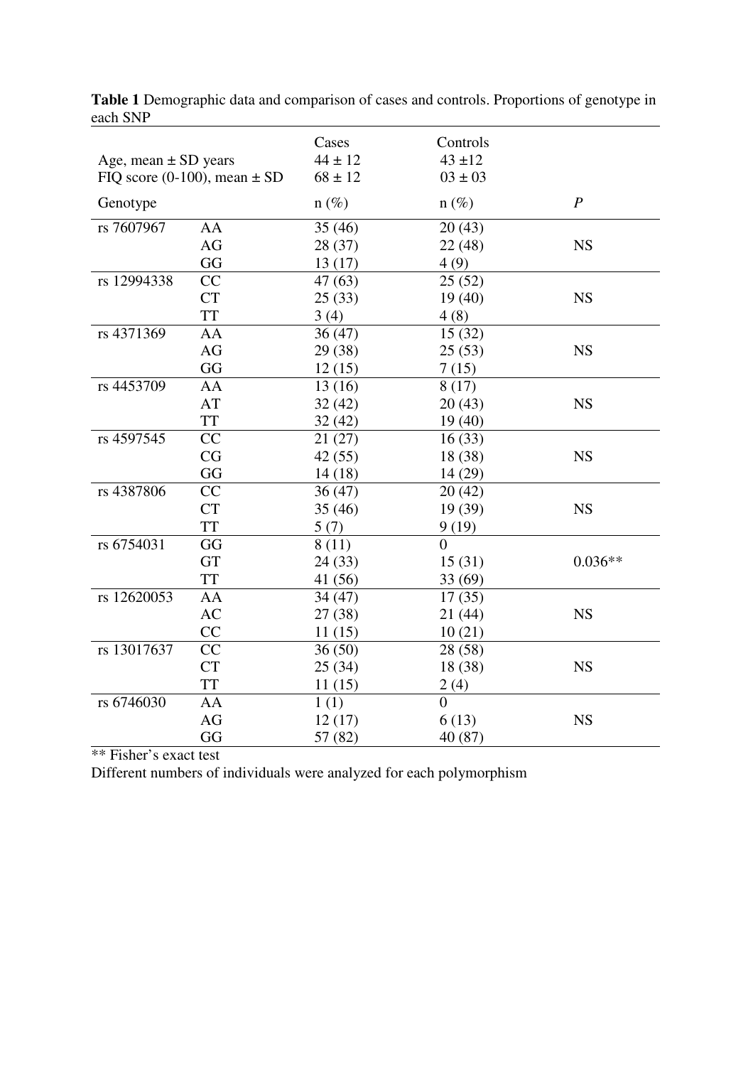**Table 1** Demographic data and comparison of cases and controls. Proportions of genotype in each SNP

| | | Cases | Controls | |
|---|---|---|---|---|
| Age, mean ± SD years | | 44 ± 12 | 43 ±12 | |
| FIQ score (0-100), mean ± SD | | 68 ± 12 | 03 ± 03 | |
| Genotype | | n (%) | n (%) | *P* |
| rs 7607967 | AA | 35 (46) | 20 (43) | |
| | AG | 28 (37) | 22 (48) | NS |
| | GG | 13 (17) | 4 (9) | |
| rs 12994338 | CC | 47 (63) | 25 (52) | |
| | CT | 25 (33) | 19 (40) | NS |
| | TT | 3 (4) | 4 (8) | |
| rs 4371369 | AA | 36 (47) | 15 (32) | |
| | AG | 29 (38) | 25 (53) | NS |
| | GG | 12 (15) | 7 (15) | |
| rs 4453709 | AA | 13 (16) | 8 (17) | |
| | AT | 32 (42) | 20 (43) | NS |
| | TT | 32 (42) | 19 (40) | |
| rs 4597545 | CC | 21 (27) | 16 (33) | |
| | CG | 42 (55) | 18 (38) | NS |
| | GG | 14 (18) | 14 (29) | |
| rs 4387806 | CC | 36 (47) | 20 (42) | |
| | CT | 35 (46) | 19 (39) | NS |
| | TT | 5 (7) | 9 (19) | |
| rs 6754031 | GG | 8 (11) | 0 | |
| | GT | 24 (33) | 15 (31) | 0.036** |
| | TT | 41 (56) | 33 (69) | |
| rs 12620053 | AA | 34 (47) | 17 (35) | |
| | AC | 27 (38) | 21 (44) | NS |
| | CC | 11 (15) | 10 (21) | |
| rs 13017637 | CC | 36 (50) | 28 (58) | |
| | CT | 25 (34) | 18 (38) | NS |
| | TT | 11 (15) | 2 (4) | |
| rs 6746030 | AA | 1 (1) | 0 | |
| | AG | 12 (17) | 6 (13) | NS |
| | GG | 57 (82) | 40 (87) | |

** Fisher's exact test

Different numbers of individuals were analyzed for each polymorphism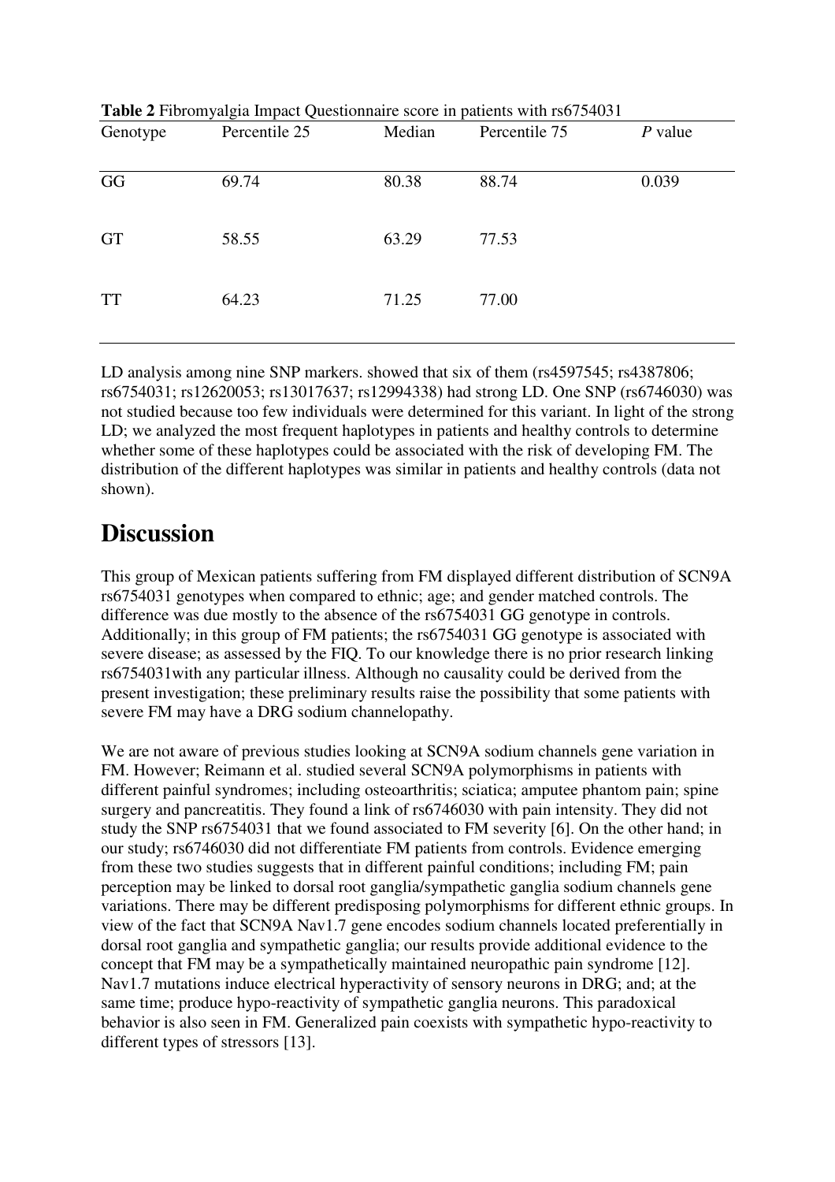**Table 2** Fibromyalgia Impact Questionnaire score in patients with rs6754031

| Genotype | Percentile 25 | Median | Percentile 75 | *P* value |
|---|---|---|---|---|
| GG | 69.74 | 80.38 | 88.74 | 0.039 |
| GT | 58.55 | 63.29 | 77.53 | |
| TT | 64.23 | 71.25 | 77.00 | |

LD analysis among nine SNP markers. showed that six of them (rs4597545; rs4387806; rs6754031; rs12620053; rs13017637; rs12994338) had strong LD. One SNP (rs6746030) was not studied because too few individuals were determined for this variant. In light of the strong LD; we analyzed the most frequent haplotypes in patients and healthy controls to determine whether some of these haplotypes could be associated with the risk of developing FM. The distribution of the different haplotypes was similar in patients and healthy controls (data not shown).

# Discussion

This group of Mexican patients suffering from FM displayed different distribution of SCN9A rs6754031 genotypes when compared to ethnic; age; and gender matched controls. The difference was due mostly to the absence of the rs6754031 GG genotype in controls. Additionally; in this group of FM patients; the rs6754031 GG genotype is associated with severe disease; as assessed by the FIQ. To our knowledge there is no prior research linking rs6754031with any particular illness. Although no causality could be derived from the present investigation; these preliminary results raise the possibility that some patients with severe FM may have a DRG sodium channelopathy.

We are not aware of previous studies looking at SCN9A sodium channels gene variation in FM. However; Reimann et al. studied several SCN9A polymorphisms in patients with different painful syndromes; including osteoarthritis; sciatica; amputee phantom pain; spine surgery and pancreatitis. They found a link of rs6746030 with pain intensity. They did not study the SNP rs6754031 that we found associated to FM severity [6]. On the other hand; in our study; rs6746030 did not differentiate FM patients from controls. Evidence emerging from these two studies suggests that in different painful conditions; including FM; pain perception may be linked to dorsal root ganglia/sympathetic ganglia sodium channels gene variations. There may be different predisposing polymorphisms for different ethnic groups. In view of the fact that SCN9A Nav1.7 gene encodes sodium channels located preferentially in dorsal root ganglia and sympathetic ganglia; our results provide additional evidence to the concept that FM may be a sympathetically maintained neuropathic pain syndrome [12]. Nav1.7 mutations induce electrical hyperactivity of sensory neurons in DRG; and; at the same time; produce hypo-reactivity of sympathetic ganglia neurons. This paradoxical behavior is also seen in FM. Generalized pain coexists with sympathetic hypo-reactivity to different types of stressors [13].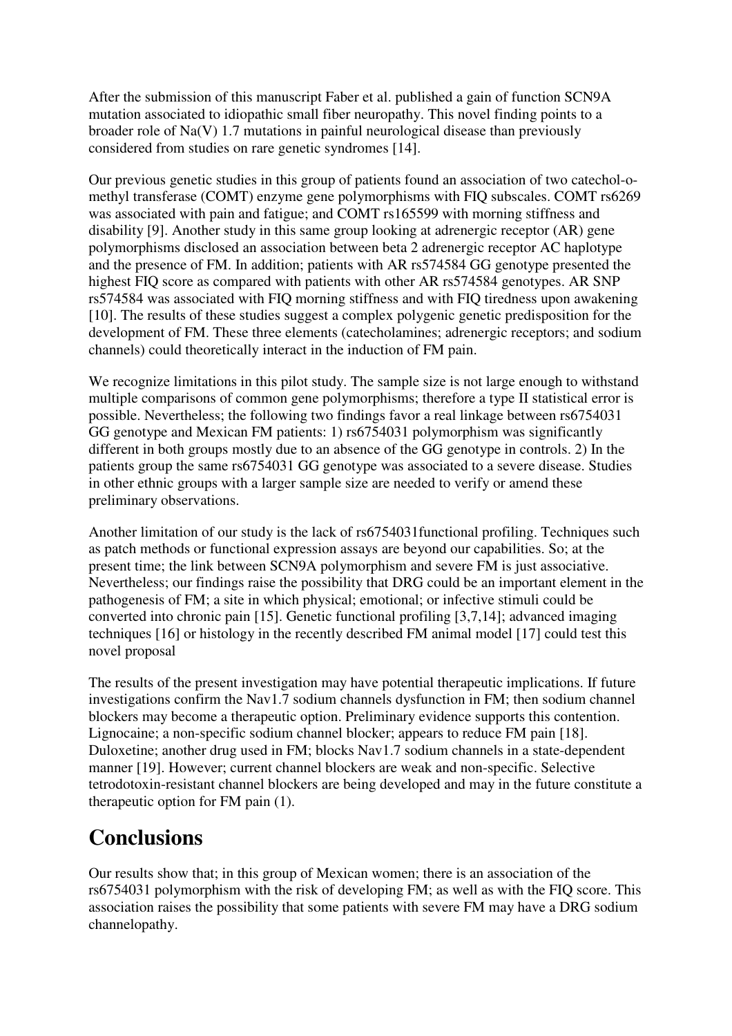After the submission of this manuscript Faber et al. published a gain of function SCN9A mutation associated to idiopathic small fiber neuropathy. This novel finding points to a broader role of Na(V) 1.7 mutations in painful neurological disease than previously considered from studies on rare genetic syndromes [14].

Our previous genetic studies in this group of patients found an association of two catechol-o-methyl transferase (COMT) enzyme gene polymorphisms with FIQ subscales. COMT rs6269 was associated with pain and fatigue; and COMT rs165599 with morning stiffness and disability [9]. Another study in this same group looking at adrenergic receptor (AR) gene polymorphisms disclosed an association between beta 2 adrenergic receptor AC haplotype and the presence of FM. In addition; patients with AR rs574584 GG genotype presented the highest FIQ score as compared with patients with other AR rs574584 genotypes. AR SNP rs574584 was associated with FIQ morning stiffness and with FIQ tiredness upon awakening [10]. The results of these studies suggest a complex polygenic genetic predisposition for the development of FM. These three elements (catecholamines; adrenergic receptors; and sodium channels) could theoretically interact in the induction of FM pain.

We recognize limitations in this pilot study. The sample size is not large enough to withstand multiple comparisons of common gene polymorphisms; therefore a type II statistical error is possible. Nevertheless; the following two findings favor a real linkage between rs6754031 GG genotype and Mexican FM patients: 1) rs6754031 polymorphism was significantly different in both groups mostly due to an absence of the GG genotype in controls. 2) In the patients group the same rs6754031 GG genotype was associated to a severe disease. Studies in other ethnic groups with a larger sample size are needed to verify or amend these preliminary observations.

Another limitation of our study is the lack of rs6754031functional profiling. Techniques such as patch methods or functional expression assays are beyond our capabilities. So; at the present time; the link between SCN9A polymorphism and severe FM is just associative. Nevertheless; our findings raise the possibility that DRG could be an important element in the pathogenesis of FM; a site in which physical; emotional; or infective stimuli could be converted into chronic pain [15]. Genetic functional profiling [3,7,14]; advanced imaging techniques [16] or histology in the recently described FM animal model [17] could test this novel proposal

The results of the present investigation may have potential therapeutic implications. If future investigations confirm the Nav1.7 sodium channels dysfunction in FM; then sodium channel blockers may become a therapeutic option. Preliminary evidence supports this contention. Lignocaine; a non-specific sodium channel blocker; appears to reduce FM pain [18]. Duloxetine; another drug used in FM; blocks Nav1.7 sodium channels in a state-dependent manner [19]. However; current channel blockers are weak and non-specific. Selective tetrodotoxin-resistant channel blockers are being developed and may in the future constitute a therapeutic option for FM pain (1).

# Conclusions

Our results show that; in this group of Mexican women; there is an association of the rs6754031 polymorphism with the risk of developing FM; as well as with the FIQ score. This association raises the possibility that some patients with severe FM may have a DRG sodium channelopathy.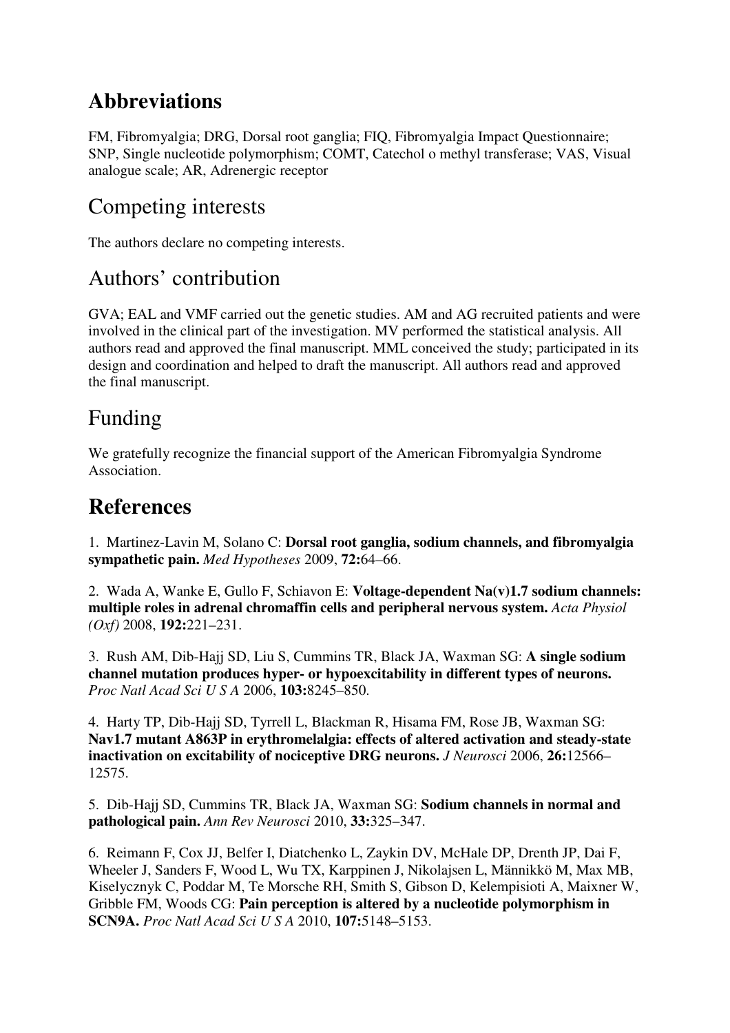# Abbreviations

FM, Fibromyalgia; DRG, Dorsal root ganglia; FIQ, Fibromyalgia Impact Questionnaire; SNP, Single nucleotide polymorphism; COMT, Catechol o methyl transferase; VAS, Visual analogue scale; AR, Adrenergic receptor

## Competing interests

The authors declare no competing interests.

## Authors' contribution

GVA; EAL and VMF carried out the genetic studies. AM and AG recruited patients and were involved in the clinical part of the investigation. MV performed the statistical analysis. All authors read and approved the final manuscript. MML conceived the study; participated in its design and coordination and helped to draft the manuscript. All authors read and approved the final manuscript.

## Funding

We gratefully recognize the financial support of the American Fibromyalgia Syndrome Association.

# References

1. Martinez-Lavin M, Solano C: **Dorsal root ganglia, sodium channels, and fibromyalgia sympathetic pain.** *Med Hypotheses* 2009, **72:**64–66.

2. Wada A, Wanke E, Gullo F, Schiavon E: **Voltage-dependent Na(v)1.7 sodium channels: multiple roles in adrenal chromaffin cells and peripheral nervous system.** *Acta Physiol (Oxf)* 2008, **192:**221–231.

3. Rush AM, Dib-Hajj SD, Liu S, Cummins TR, Black JA, Waxman SG: **A single sodium channel mutation produces hyper- or hypoexcitability in different types of neurons.** *Proc Natl Acad Sci U S A* 2006, **103:**8245–850.

4. Harty TP, Dib-Hajj SD, Tyrrell L, Blackman R, Hisama FM, Rose JB, Waxman SG: **Nav1.7 mutant A863P in erythromelalgia: effects of altered activation and steady-state inactivation on excitability of nociceptive DRG neurons.** *J Neurosci* 2006, **26:**12566–12575.

5. Dib-Hajj SD, Cummins TR, Black JA, Waxman SG: **Sodium channels in normal and pathological pain.** *Ann Rev Neurosci* 2010, **33:**325–347.

6. Reimann F, Cox JJ, Belfer I, Diatchenko L, Zaykin DV, McHale DP, Drenth JP, Dai F, Wheeler J, Sanders F, Wood L, Wu TX, Karppinen J, Nikolajsen L, Männikkö M, Max MB, Kiselycznyk C, Poddar M, Te Morsche RH, Smith S, Gibson D, Kelempisioti A, Maixner W, Gribble FM, Woods CG: **Pain perception is altered by a nucleotide polymorphism in SCN9A.** *Proc Natl Acad Sci U S A* 2010, **107:**5148–5153.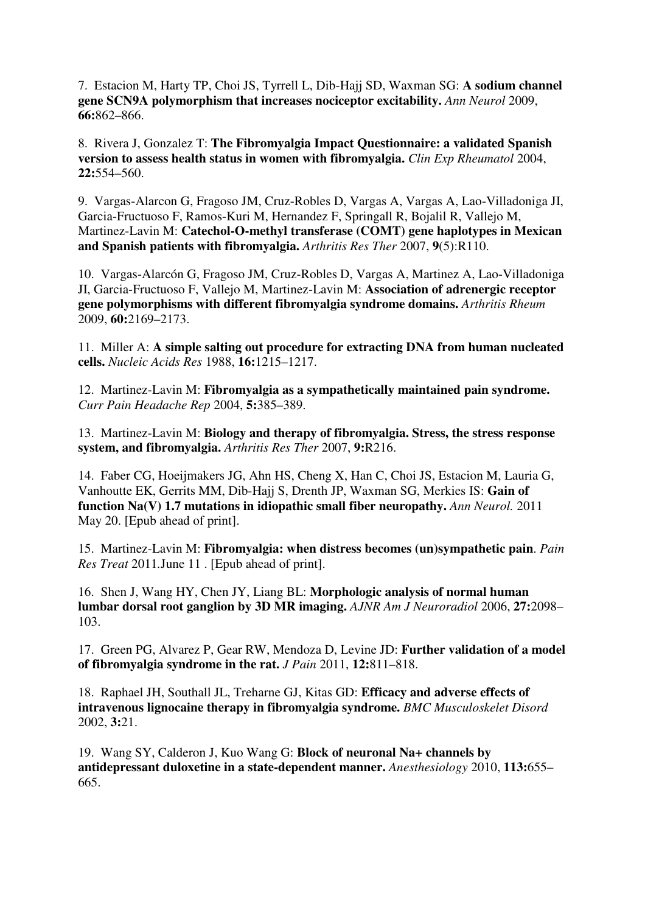7. Estacion M, Harty TP, Choi JS, Tyrrell L, Dib-Hajj SD, Waxman SG: **A sodium channel gene SCN9A polymorphism that increases nociceptor excitability.** *Ann Neurol* 2009, **66:**862–866.

8. Rivera J, Gonzalez T: **The Fibromyalgia Impact Questionnaire: a validated Spanish version to assess health status in women with fibromyalgia.** *Clin Exp Rheumatol* 2004, **22:**554–560.

9. Vargas-Alarcon G, Fragoso JM, Cruz-Robles D, Vargas A, Vargas A, Lao-Villadoniga JI, Garcia-Fructuoso F, Ramos-Kuri M, Hernandez F, Springall R, Bojalil R, Vallejo M, Martinez-Lavin M: **Catechol-O-methyl transferase (COMT) gene haplotypes in Mexican and Spanish patients with fibromyalgia.** *Arthritis Res Ther* 2007, **9**(5):R110.

10. Vargas-Alarcón G, Fragoso JM, Cruz-Robles D, Vargas A, Martinez A, Lao-Villadoniga JI, Garcia-Fructuoso F, Vallejo M, Martinez-Lavin M: **Association of adrenergic receptor gene polymorphisms with different fibromyalgia syndrome domains.** *Arthritis Rheum* 2009, **60:**2169–2173.

11. Miller A: **A simple salting out procedure for extracting DNA from human nucleated cells.** *Nucleic Acids Res* 1988, **16:**1215–1217.

12. Martinez-Lavin M: **Fibromyalgia as a sympathetically maintained pain syndrome.** *Curr Pain Headache Rep* 2004, **5:**385–389.

13. Martinez-Lavin M: **Biology and therapy of fibromyalgia. Stress, the stress response system, and fibromyalgia.** *Arthritis Res Ther* 2007, **9:**R216.

14. Faber CG, Hoeijmakers JG, Ahn HS, Cheng X, Han C, Choi JS, Estacion M, Lauria G, Vanhoutte EK, Gerrits MM, Dib-Hajj S, Drenth JP, Waxman SG, Merkies IS: **Gain of function Na(V) 1.7 mutations in idiopathic small fiber neuropathy.** *Ann Neurol.* 2011 May 20. [Epub ahead of print].

15. Martinez-Lavin M: **Fibromyalgia: when distress becomes (un)sympathetic pain**. *Pain Res Treat* 2011.June 11 . [Epub ahead of print].

16. Shen J, Wang HY, Chen JY, Liang BL: **Morphologic analysis of normal human lumbar dorsal root ganglion by 3D MR imaging.** *AJNR Am J Neuroradiol* 2006, **27:**2098–103.

17. Green PG, Alvarez P, Gear RW, Mendoza D, Levine JD: **Further validation of a model of fibromyalgia syndrome in the rat.** *J Pain* 2011, **12:**811–818.

18. Raphael JH, Southall JL, Treharne GJ, Kitas GD: **Efficacy and adverse effects of intravenous lignocaine therapy in fibromyalgia syndrome.** *BMC Musculoskelet Disord* 2002, **3:**21.

19. Wang SY, Calderon J, Kuo Wang G: **Block of neuronal Na+ channels by antidepressant duloxetine in a state-dependent manner.** *Anesthesiology* 2010, **113:**655–665.